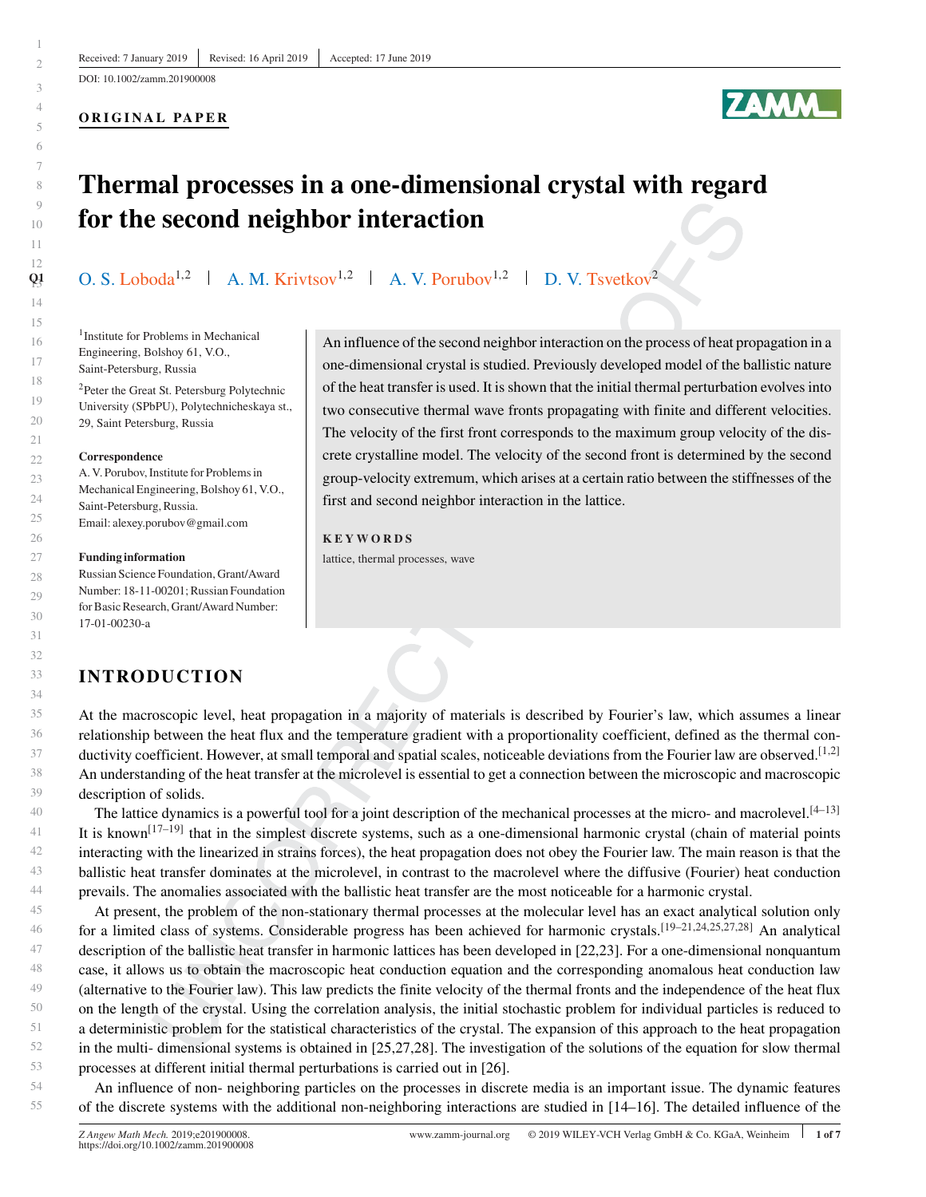Received: 7 January 2019 | Revised: 16 April 2019 | Accepted: 17 June 2019

DOI: 10.1002/zamm.201900008

**ORIGINAL PAPER**

# Thermal processes in a one-dimensional crystal with regard for the second neighbor interaction

O. S. Loboda[1,2] | A. M. Krivtsov[1,2] | A. V. Porubov[1,2] | D. V. Tsvetkov[2]

[1] Institute for Problems in Mechanical Engineering, Bolshoy 61, V.O., Saint-Petersburg, Russia

[2] Peter the Great St. Petersburg Polytechnic University (SPbPU), Polytechnicheskaya st., 29, Saint Petersburg, Russia

**Correspondence**
A. V. Porubov, Institute for Problems in Mechanical Engineering, Bolshoy 61, V.O., Saint-Petersburg, Russia.
Email: alexey.porubov@gmail.com

**Funding information**
Russian Science Foundation, Grant/Award Number: 18-11-00201; Russian Foundation for Basic Research, Grant/Award Number: 17-01-00230-a

An influence of the second neighbor interaction on the process of heat propagation in a one-dimensional crystal is studied. Previously developed model of the ballistic nature of the heat transfer is used. It is shown that the initial thermal perturbation evolves into two consecutive thermal wave fronts propagating with finite and different velocities. The velocity of the first front corresponds to the maximum group velocity of the discrete crystalline model. The velocity of the second front is determined by the second group-velocity extremum, which arises at a certain ratio between the stiffnesses of the first and second neighbor interaction in the lattice.

**KEYWORDS**

lattice, thermal processes, wave

## INTRODUCTION

At the macroscopic level, heat propagation in a majority of materials is described by Fourier's law, which assumes a linear relationship between the heat flux and the temperature gradient with a proportionality coefficient, defined as the thermal conductivity coefficient. However, at small temporal and spatial scales, noticeable deviations from the Fourier law are observed.[1,2] An understanding of the heat transfer at the microlevel is essential to get a connection between the microscopic and macroscopic description of solids.

The lattice dynamics is a powerful tool for a joint description of the mechanical processes at the micro- and macrolevel.[4–13] It is known[17–19] that in the simplest discrete systems, such as a one-dimensional harmonic crystal (chain of material points interacting with the linearized in strains forces), the heat propagation does not obey the Fourier law. The main reason is that the ballistic heat transfer dominates at the microlevel, in contrast to the macrolevel where the diffusive (Fourier) heat conduction prevails. The anomalies associated with the ballistic heat transfer are the most noticeable for a harmonic crystal.

At present, the problem of the non-stationary thermal processes at the molecular level has an exact analytical solution only for a limited class of systems. Considerable progress has been achieved for harmonic crystals.[19–21,24,25,27,28] An analytical description of the ballistic heat transfer in harmonic lattices has been developed in [22,23]. For a one-dimensional nonquantum case, it allows us to obtain the macroscopic heat conduction equation and the corresponding anomalous heat conduction law (alternative to the Fourier law). This law predicts the finite velocity of the thermal fronts and the independence of the heat flux on the length of the crystal. Using the correlation analysis, the initial stochastic problem for individual particles is reduced to a deterministic problem for the statistical characteristics of the crystal. The expansion of this approach to the heat propagation in the multi- dimensional systems is obtained in [25,27,28]. The investigation of the solutions of the equation for slow thermal processes at different initial thermal perturbations is carried out in [26].

An influence of non- neighboring particles on the processes in discrete media is an important issue. The dynamic features of the discrete systems with the additional non-neighboring interactions are studied in [14–16]. The detailed influence of the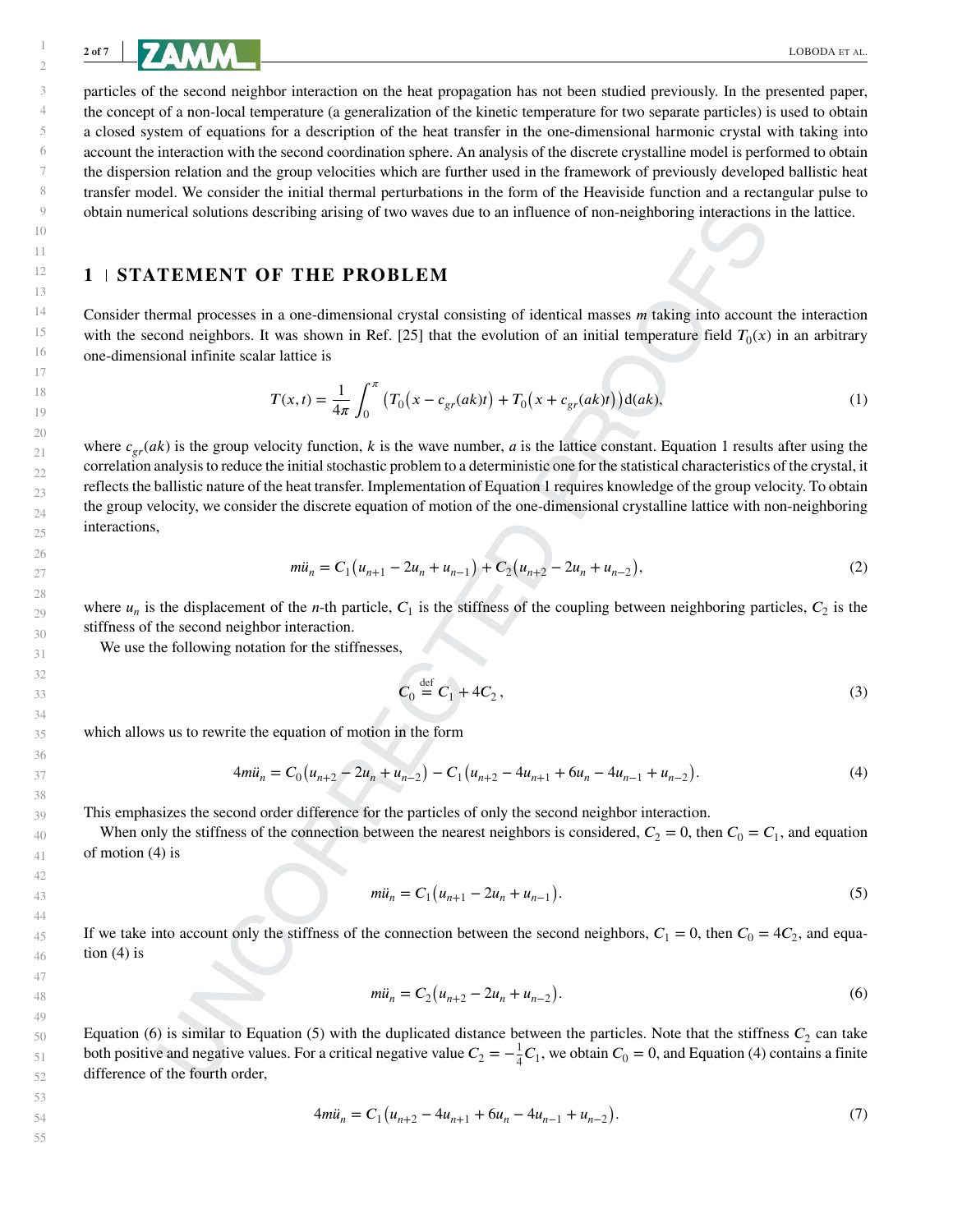particles of the second neighbor interaction on the heat propagation has not been studied previously. In the presented paper, the concept of a non-local temperature (a generalization of the kinetic temperature for two separate particles) is used to obtain a closed system of equations for a description of the heat transfer in the one-dimensional harmonic crystal with taking into account the interaction with the second coordination sphere. An analysis of the discrete crystalline model is performed to obtain the dispersion relation and the group velocities which are further used in the framework of previously developed ballistic heat transfer model. We consider the initial thermal perturbations in the form of the Heaviside function and a rectangular pulse to obtain numerical solutions describing arising of two waves due to an influence of non-neighboring interactions in the lattice.

## 1 | STATEMENT OF THE PROBLEM

Consider thermal processes in a one-dimensional crystal consisting of identical masses $m$ taking into account the interaction with the second neighbors. It was shown in Ref. [25] that the evolution of an initial temperature field $T_0(x)$ in an arbitrary one-dimensional infinite scalar lattice is

$$T(x,t) = \frac{1}{4\pi}\int_0^{\pi} \big(T_0\big(x - c_{gr}(ak)t\big) + T_0\big(x + c_{gr}(ak)t\big)\big)\,\mathrm{d}(ak), \tag{1}$$

where $c_{gr}(ak)$ is the group velocity function, $k$ is the wave number, $a$ is the lattice constant. Equation 1 results after using the correlation analysis to reduce the initial stochastic problem to a deterministic one for the statistical characteristics of the crystal, it reflects the ballistic nature of the heat transfer. Implementation of Equation 1 requires knowledge of the group velocity. To obtain the group velocity, we consider the discrete equation of motion of the one-dimensional crystalline lattice with non-neighboring interactions,

$$m\ddot{u}_n = C_1\big(u_{n+1} - 2u_n + u_{n-1}\big) + C_2\big(u_{n+2} - 2u_n + u_{n-2}\big), \tag{2}$$

where $u_n$ is the displacement of the $n$-th particle, $C_1$ is the stiffness of the coupling between neighboring particles, $C_2$ is the stiffness of the second neighbor interaction.

We use the following notation for the stiffnesses,

$$C_0 \overset{\text{def}}{=} C_1 + 4C_2\,, \tag{3}$$

which allows us to rewrite the equation of motion in the form

$$4m\ddot{u}_n = C_0\big(u_{n+2} - 2u_n + u_{n-2}\big) - C_1\big(u_{n+2} - 4u_{n+1} + 6u_n - 4u_{n-1} + u_{n-2}\big). \tag{4}$$

This emphasizes the second order difference for the particles of only the second neighbor interaction.

When only the stiffness of the connection between the nearest neighbors is considered, $C_2 = 0$, then $C_0 = C_1$, and equation of motion (4) is

$$m\ddot{u}_n = C_1\big(u_{n+1} - 2u_n + u_{n-1}\big). \tag{5}$$

If we take into account only the stiffness of the connection between the second neighbors, $C_1 = 0$, then $C_0 = 4C_2$, and equation (4) is

$$m\ddot{u}_n = C_2\big(u_{n+2} - 2u_n + u_{n-2}\big). \tag{6}$$

Equation (6) is similar to Equation (5) with the duplicated distance between the particles. Note that the stiffness $C_2$ can take both positive and negative values. For a critical negative value $C_2 = -\frac{1}{4}C_1$, we obtain $C_0 = 0$, and Equation (4) contains a finite difference of the fourth order,

$$4m\ddot{u}_n = C_1\big(u_{n+2} - 4u_{n+1} + 6u_n - 4u_{n-1} + u_{n-2}\big). \tag{7}$$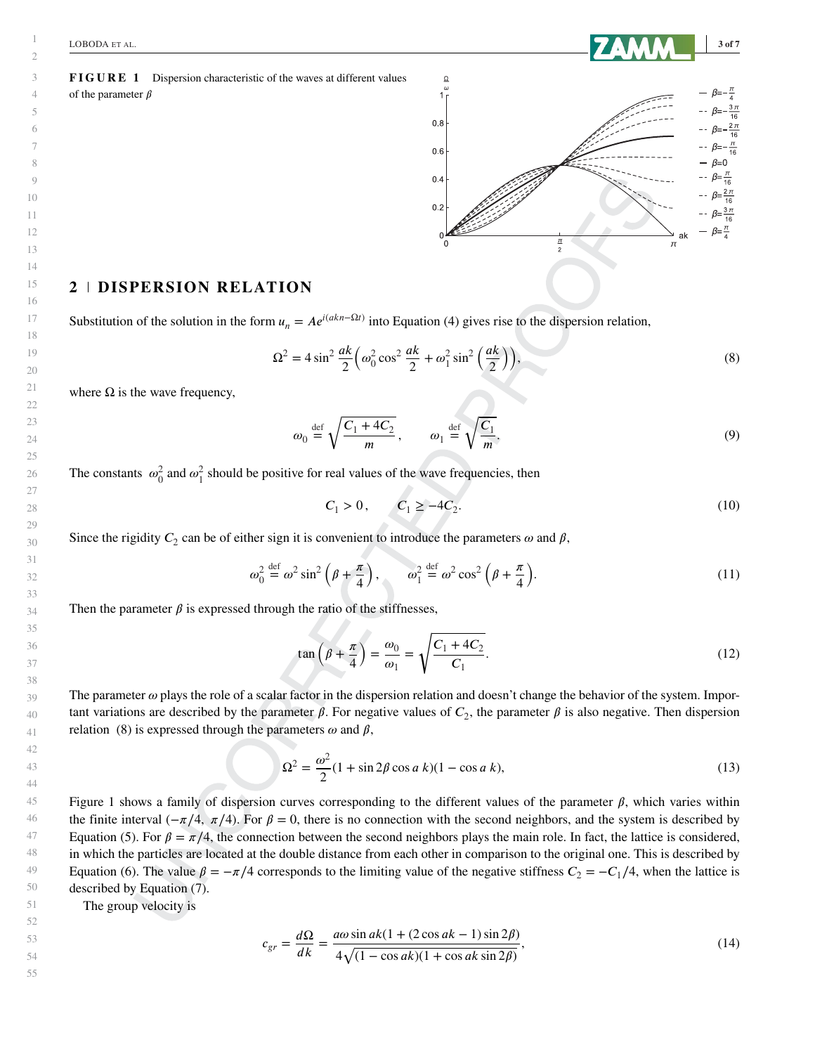**FIGURE 1** Dispersion characteristic of the waves at different values of the parameter $\beta$

## 2 | DISPERSION RELATION

Substitution of the solution in the form $u_n = Ae^{i(akn-\Omega t)}$ into Equation (4) gives rise to the dispersion relation,

$$\Omega^2 = 4\sin^2\frac{ak}{2}\left(\omega_0^2\cos^2\frac{ak}{2} + \omega_1^2\sin^2\left(\frac{ak}{2}\right)\right), \tag{8}$$

where $\Omega$ is the wave frequency,

$$\omega_0 \overset{\text{def}}{=} \sqrt{\frac{C_1 + 4C_2}{m}}, \qquad \omega_1 \overset{\text{def}}{=} \sqrt{\frac{C_1}{m}}. \tag{9}$$

The constants $\omega_0^2$ and $\omega_1^2$ should be positive for real values of the wave frequencies, then

$$C_1 > 0, \qquad C_1 \geq -4C_2. \tag{10}$$

Since the rigidity $C_2$ can be of either sign it is convenient to introduce the parameters $\omega$ and $\beta$,

$$\omega_0^2 \overset{\text{def}}{=} \omega^2\sin^2\left(\beta + \frac{\pi}{4}\right), \qquad \omega_1^2 \overset{\text{def}}{=} \omega^2\cos^2\left(\beta + \frac{\pi}{4}\right). \tag{11}$$

Then the parameter $\beta$ is expressed through the ratio of the stiffnesses,

$$\tan\left(\beta + \frac{\pi}{4}\right) = \frac{\omega_0}{\omega_1} = \sqrt{\frac{C_1 + 4C_2}{C_1}}. \tag{12}$$

The parameter $\omega$ plays the role of a scalar factor in the dispersion relation and doesn't change the behavior of the system. Important variations are described by the parameter $\beta$. For negative values of $C_2$, the parameter $\beta$ is also negative. Then dispersion relation (8) is expressed through the parameters $\omega$ and $\beta$,

$$\Omega^2 = \frac{\omega^2}{2}(1 + \sin 2\beta\cos a\,k)(1 - \cos a\,k), \tag{13}$$

Figure 1 shows a family of dispersion curves corresponding to the different values of the parameter $\beta$, which varies within the finite interval $(-\pi/4,\ \pi/4)$. For $\beta = 0$, there is no connection with the second neighbors, and the system is described by Equation (5). For $\beta = \pi/4$, the connection between the second neighbors plays the main role. In fact, the lattice is considered, in which the particles are located at the double distance from each other in comparison to the original one. This is described by Equation (6). The value $\beta = -\pi/4$ corresponds to the limiting value of the negative stiffness $C_2 = -C_1/4$, when the lattice is described by Equation (7).

The group velocity is

$$c_{gr} = \frac{d\Omega}{dk} = \frac{a\omega\sin ak(1 + (2\cos ak - 1)\sin 2\beta)}{4\sqrt{(1 - \cos ak)(1 + \cos ak\sin 2\beta)}}, \tag{14}$$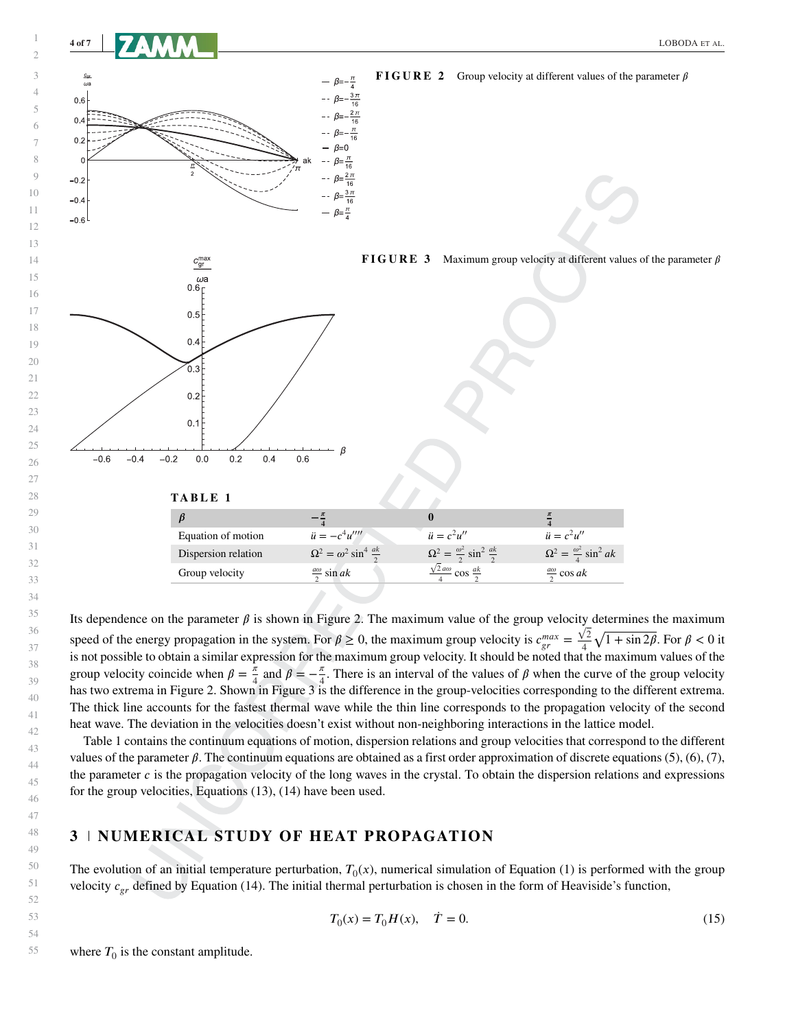**FIGURE 2** Group velocity at different values of the parameter $\beta$

**FIGURE 3** Maximum group velocity at different values of the parameter $\beta$

**TABLE 1**

| $\beta$ | $-\frac{\pi}{4}$ | $0$ | $\frac{\pi}{4}$ |
|---|---|---|---|
| Equation of motion | $\ddot{u} = -c^4 u''''$ | $\ddot{u} = c^2 u''$ | $\ddot{u} = c^2 u''$ |
| Dispersion relation | $\Omega^2 = \omega^2 \sin^4 \frac{ak}{2}$ | $\Omega^2 = \frac{\omega^2}{2} \sin^2 \frac{ak}{2}$ | $\Omega^2 = \frac{\omega^2}{4} \sin^2 ak$ |
| Group velocity | $\frac{a\omega}{2} \sin ak$ | $\frac{\sqrt{2}\, a\omega}{4} \cos \frac{ak}{2}$ | $\frac{a\omega}{2} \cos ak$ |

Its dependence on the parameter $\beta$ is shown in Figure 2. The maximum value of the group velocity determines the maximum speed of the energy propagation in the system. For $\beta \geq 0$, the maximum group velocity is $c_{gr}^{max} = \frac{\sqrt{2}}{4}\sqrt{1 + \sin 2\beta}$. For $\beta < 0$ it is not possible to obtain a similar expression for the maximum group velocity. It should be noted that the maximum values of the group velocity coincide when $\beta = \frac{\pi}{4}$ and $\beta = -\frac{\pi}{4}$. There is an interval of the values of $\beta$ when the curve of the group velocity has two extrema in Figure 2. Shown in Figure 3 is the difference in the group-velocities corresponding to the different extrema. The thick line accounts for the fastest thermal wave while the thin line corresponds to the propagation velocity of the second heat wave. The deviation in the velocities doesn't exist without non-neighboring interactions in the lattice model.

Table 1 contains the continuum equations of motion, dispersion relations and group velocities that correspond to the different values of the parameter $\beta$. The continuum equations are obtained as a first order approximation of discrete equations (5), (6), (7), the parameter $c$ is the propagation velocity of the long waves in the crystal. To obtain the dispersion relations and expressions for the group velocities, Equations (13), (14) have been used.

## 3 | NUMERICAL STUDY OF HEAT PROPAGATION

The evolution of an initial temperature perturbation, $T_0(x)$, numerical simulation of Equation (1) is performed with the group velocity $c_{gr}$ defined by Equation (14). The initial thermal perturbation is chosen in the form of Heaviside's function,

$$T_0(x) = T_0 H(x), \quad \dot{T} = 0. \tag{15}$$

where $T_0$ is the constant amplitude.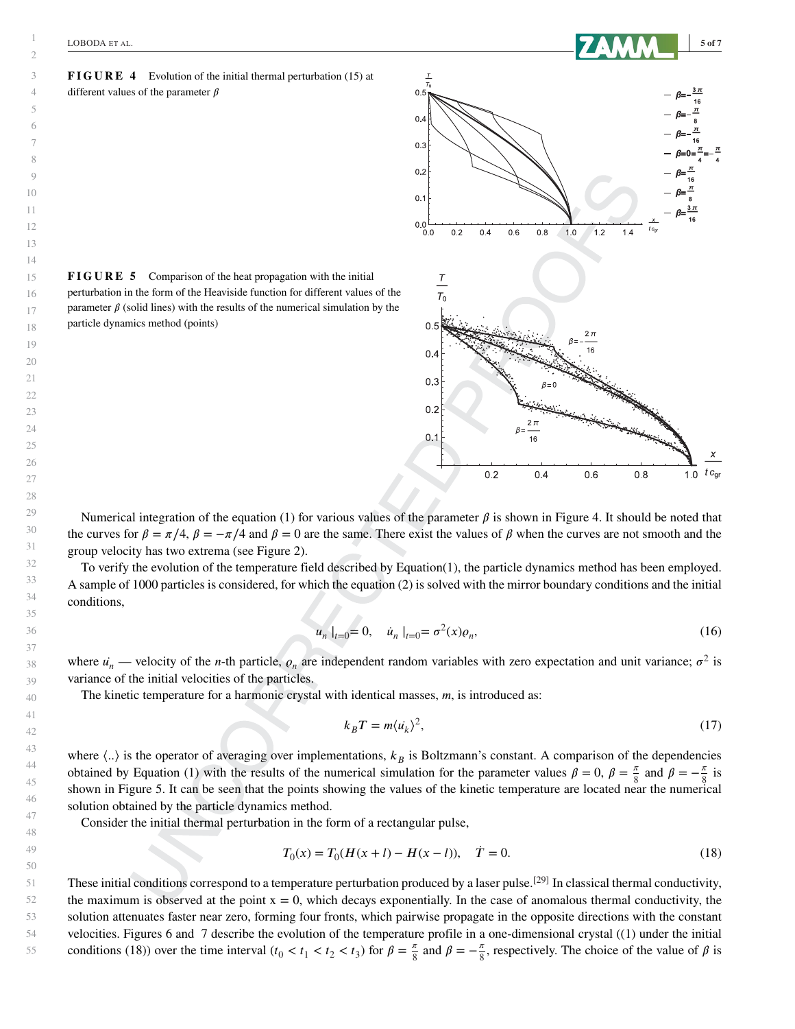**FIGURE 4** Evolution of the initial thermal perturbation (15) at different values of the parameter $\beta$

**FIGURE 5** Comparison of the heat propagation with the initial perturbation in the form of the Heaviside function for different values of the parameter $\beta$ (solid lines) with the results of the numerical simulation by the particle dynamics method (points)

Numerical integration of the equation (1) for various values of the parameter $\beta$ is shown in Figure 4. It should be noted that the curves for $\beta = \pi/4$, $\beta = -\pi/4$ and $\beta = 0$ are the same. There exist the values of $\beta$ when the curves are not smooth and the group velocity has two extrema (see Figure 2).

To verify the evolution of the temperature field described by Equation(1), the particle dynamics method has been employed. A sample of 1000 particles is considered, for which the equation (2) is solved with the mirror boundary conditions and the initial conditions,

$$u_n \mid_{t=0} = 0, \quad \dot{u}_n \mid_{t=0} = \sigma^2(x)\varrho_n, \tag{16}$$

where $\dot{u}_n$ — velocity of the $n$-th particle, $\varrho_n$ are independent random variables with zero expectation and unit variance; $\sigma^2$ is variance of the initial velocities of the particles.

The kinetic temperature for a harmonic crystal with identical masses, $m$, is introduced as:

$$k_B T = m\langle \dot{u}_k \rangle^2, \tag{17}$$

where $\langle .. \rangle$ is the operator of averaging over implementations, $k_B$ is Boltzmann's constant. A comparison of the dependencies obtained by Equation (1) with the results of the numerical simulation for the parameter values $\beta = 0$, $\beta = \frac{\pi}{8}$ and $\beta = -\frac{\pi}{8}$ is shown in Figure 5. It can be seen that the points showing the values of the kinetic temperature are located near the numerical solution obtained by the particle dynamics method.

Consider the initial thermal perturbation in the form of a rectangular pulse,

$$T_0(x) = T_0(H(x + l) - H(x - l)), \quad \dot{T} = 0. \tag{18}$$

These initial conditions correspond to a temperature perturbation produced by a laser pulse.[29] In classical thermal conductivity, the maximum is observed at the point x = 0, which decays exponentially. In the case of anomalous thermal conductivity, the solution attenuates faster near zero, forming four fronts, which pairwise propagate in the opposite directions with the constant velocities. Figures 6 and 7 describe the evolution of the temperature profile in a one-dimensional crystal ((1) under the initial conditions (18)) over the time interval ($t_0 < t_1 < t_2 < t_3$) for $\beta = \frac{\pi}{8}$ and $\beta = -\frac{\pi}{8}$, respectively. The choice of the value of $\beta$ is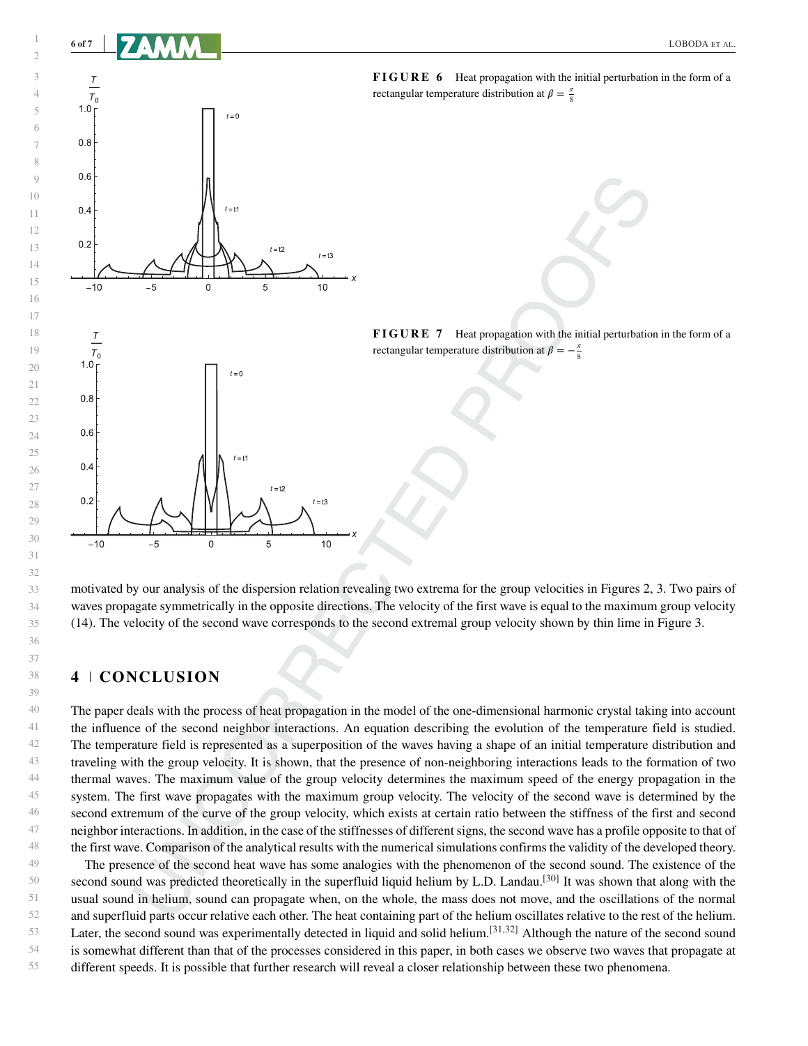**FIGURE 6** Heat propagation with the initial perturbation in the form of a rectangular temperature distribution at $\beta = \frac{\pi}{8}$

**FIGURE 7** Heat propagation with the initial perturbation in the form of a rectangular temperature distribution at $\beta = -\frac{\pi}{8}$

motivated by our analysis of the dispersion relation revealing two extrema for the group velocities in Figures 2, 3. Two pairs of waves propagate symmetrically in the opposite directions. The velocity of the first wave is equal to the maximum group velocity (14). The velocity of the second wave corresponds to the second extremal group velocity shown by thin lime in Figure 3.

## 4 | CONCLUSION

The paper deals with the process of heat propagation in the model of the one-dimensional harmonic crystal taking into account the influence of the second neighbor interactions. An equation describing the evolution of the temperature field is studied. The temperature field is represented as a superposition of the waves having a shape of an initial temperature distribution and traveling with the group velocity. It is shown, that the presence of non-neighboring interactions leads to the formation of two thermal waves. The maximum value of the group velocity determines the maximum speed of the energy propagation in the system. The first wave propagates with the maximum group velocity. The velocity of the second wave is determined by the second extremum of the curve of the group velocity, which exists at certain ratio between the stiffness of the first and second neighbor interactions. In addition, in the case of the stiffnesses of different signs, the second wave has a profile opposite to that of the first wave. Comparison of the analytical results with the numerical simulations confirms the validity of the developed theory.

The presence of the second heat wave has some analogies with the phenomenon of the second sound. The existence of the second sound was predicted theoretically in the superfluid liquid helium by L.D. Landau.[30] It was shown that along with the usual sound in helium, sound can propagate when, on the whole, the mass does not move, and the oscillations of the normal and superfluid parts occur relative each other. The heat containing part of the helium oscillates relative to the rest of the helium. Later, the second sound was experimentally detected in liquid and solid helium.[31,32] Although the nature of the second sound is somewhat different than that of the processes considered in this paper, in both cases we observe two waves that propagate at different speeds. It is possible that further research will reveal a closer relationship between these two phenomena.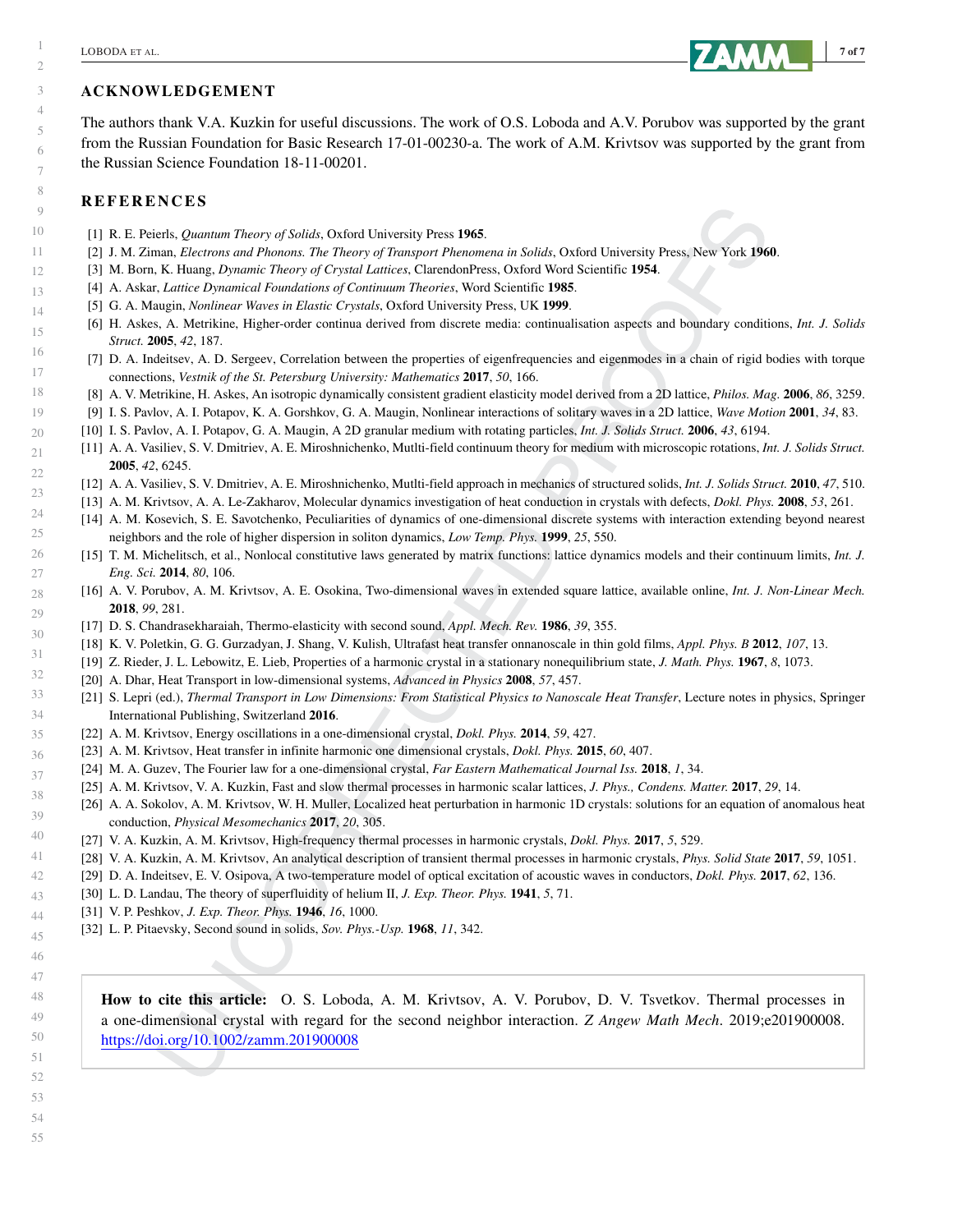## ACKNOWLEDGEMENT

The authors thank V.A. Kuzkin for useful discussions. The work of O.S. Loboda and A.V. Porubov was supported by the grant from the Russian Foundation for Basic Research 17-01-00230-a. The work of A.M. Krivtsov was supported by the grant from the Russian Science Foundation 18-11-00201.

## REFERENCES

[1] R. E. Peierls, *Quantum Theory of Solids*, Oxford University Press **1965**.
[2] J. M. Ziman, *Electrons and Phonons. The Theory of Transport Phenomena in Solids*, Oxford University Press, New York **1960**.
[3] M. Born, K. Huang, *Dynamic Theory of Crystal Lattices*, ClarendonPress, Oxford Word Scientific **1954**.
[4] A. Askar, *Lattice Dynamical Foundations of Continuum Theories*, Word Scientific **1985**.
[5] G. A. Maugin, *Nonlinear Waves in Elastic Crystals*, Oxford University Press, UK **1999**.
[6] H. Askes, A. Metrikine, Higher-order continua derived from discrete media: continualisation aspects and boundary conditions, *Int. J. Solids Struct.* **2005**, *42*, 187.
[7] D. A. Indeitsev, A. D. Sergeev, Correlation between the properties of eigenfrequencies and eigenmodes in a chain of rigid bodies with torque connections, *Vestnik of the St. Petersburg University: Mathematics* **2017**, *50*, 166.
[8] A. V. Metrikine, H. Askes, An isotropic dynamically consistent gradient elasticity model derived from a 2D lattice, *Philos. Mag.* **2006**, *86*, 3259.
[9] I. S. Pavlov, A. I. Potapov, K. A. Gorshkov, G. A. Maugin, Nonlinear interactions of solitary waves in a 2D lattice, *Wave Motion* **2001**, *34*, 83.
[10] I. S. Pavlov, A. I. Potapov, G. A. Maugin, A 2D granular medium with rotating particles, *Int. J. Solids Struct.* **2006**, *43*, 6194.
[11] A. A. Vasiliev, S. V. Dmitriev, A. E. Miroshnichenko, Mutlti-field continuum theory for medium with microscopic rotations, *Int. J. Solids Struct.* **2005**, *42*, 6245.
[12] A. A. Vasiliev, S. V. Dmitriev, A. E. Miroshnichenko, Mutlti-field approach in mechanics of structured solids, *Int. J. Solids Struct.* **2010**, *47*, 510.
[13] A. M. Krivtsov, A. A. Le-Zakharov, Molecular dynamics investigation of heat conduction in crystals with defects, *Dokl. Phys.* **2008**, *53*, 261.
[14] A. M. Kosevich, S. E. Savotchenko, Peculiarities of dynamics of one-dimensional discrete systems with interaction extending beyond nearest neighbors and the role of higher dispersion in soliton dynamics, *Low Temp. Phys.* **1999**, *25*, 550.
[15] T. M. Michelitsch, et al., Nonlocal constitutive laws generated by matrix functions: lattice dynamics models and their continuum limits, *Int. J. Eng. Sci.* **2014**, *80*, 106.
[16] A. V. Porubov, A. M. Krivtsov, A. E. Osokina, Two-dimensional waves in extended square lattice, available online, *Int. J. Non-Linear Mech.* **2018**, *99*, 281.
[17] D. S. Chandrasekharaiah, Thermo-elasticity with second sound, *Appl. Mech. Rev.* **1986**, *39*, 355.
[18] K. V. Poletkin, G. G. Gurzadyan, J. Shang, V. Kulish, Ultrafast heat transfer onnanoscale in thin gold films, *Appl. Phys. B* **2012**, *107*, 13.
[19] Z. Rieder, J. L. Lebowitz, E. Lieb, Properties of a harmonic crystal in a stationary nonequilibrium state, *J. Math. Phys.* **1967**, *8*, 1073.
[20] A. Dhar, Heat Transport in low-dimensional systems, *Advanced in Physics* **2008**, *57*, 457.
[21] S. Lepri (ed.), *Thermal Transport in Low Dimensions: From Statistical Physics to Nanoscale Heat Transfer*, Lecture notes in physics, Springer International Publishing, Switzerland **2016**.
[22] A. M. Krivtsov, Energy oscillations in a one-dimensional crystal, *Dokl. Phys.* **2014**, *59*, 427.
[23] A. M. Krivtsov, Heat transfer in infinite harmonic one dimensional crystals, *Dokl. Phys.* **2015**, *60*, 407.
[24] M. A. Guzev, The Fourier law for a one-dimensional crystal, *Far Eastern Mathematical Journal Iss.* **2018**, *1*, 34.
[25] A. M. Krivtsov, V. A. Kuzkin, Fast and slow thermal processes in harmonic scalar lattices, *J. Phys., Condens. Matter.* **2017**, *29*, 14.
[26] A. A. Sokolov, A. M. Krivtsov, W. H. Muller, Localized heat perturbation in harmonic 1D crystals: solutions for an equation of anomalous heat conduction, *Physical Mesomechanics* **2017**, *20*, 305.
[27] V. A. Kuzkin, A. M. Krivtsov, High-frequency thermal processes in harmonic crystals, *Dokl. Phys.* **2017**, *5*, 529.
[28] V. A. Kuzkin, A. M. Krivtsov, An analytical description of transient thermal processes in harmonic crystals, *Phys. Solid State* **2017**, *59*, 1051.
[29] D. A. Indeitsev, E. V. Osipova, A two-temperature model of optical excitation of acoustic waves in conductors, *Dokl. Phys.* **2017**, *62*, 136.
[30] L. D. Landau, The theory of superfluidity of helium II, *J. Exp. Theor. Phys.* **1941**, *5*, 71.
[31] V. P. Peshkov, *J. Exp. Theor. Phys.* **1946**, *16*, 1000.
[32] L. P. Pitaevsky, Second sound in solids, *Sov. Phys.-Usp.* **1968**, *11*, 342.

**How to cite this article:** O. S. Loboda, A. M. Krivtsov, A. V. Porubov, D. V. Tsvetkov. Thermal processes in a one-dimensional crystal with regard for the second neighbor interaction. *Z Angew Math Mech*. 2019;e201900008. https://doi.org/10.1002/zamm.201900008